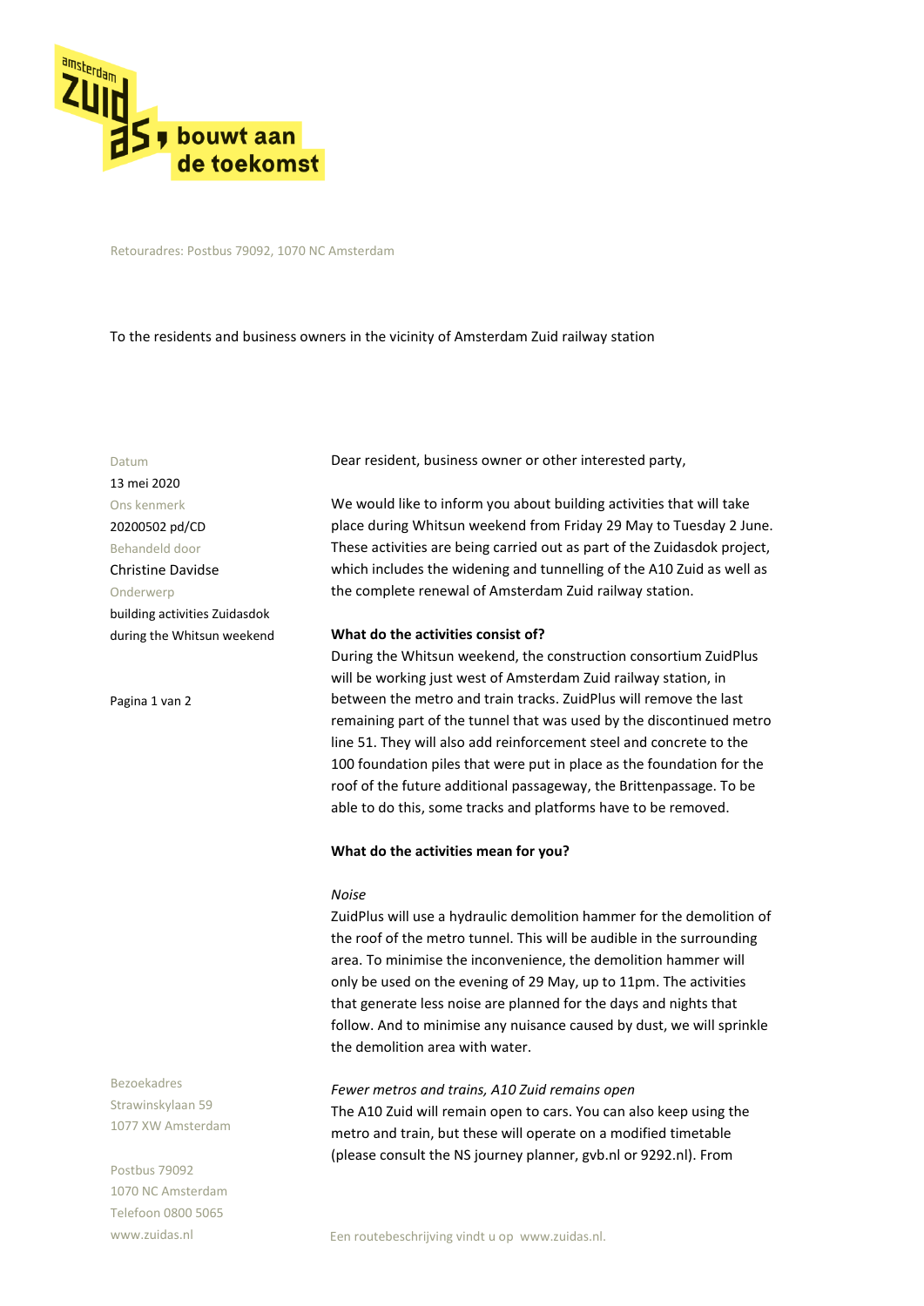Retouradres: Postbus 79092, 1070 NC Amsterdam

To the residents and business owners in the vicinity of Amsterdam Zuid railway station

Datum
13 mei 2020

Ons kenmerk
20200502 pd/CD

Behandeld door
Christine Davidse

Onderwerp
building activities Zuidasdok during the Whitsun weekend

Dear resident, business owner or other interested party,

We would like to inform you about building activities that will take place during Whitsun weekend from Friday 29 May to Tuesday 2 June. These activities are being carried out as part of the Zuidasdok project, which includes the widening and tunnelling of the A10 Zuid as well as the complete renewal of Amsterdam Zuid railway station.

**What do the activities consist of?**

During the Whitsun weekend, the construction consortium ZuidPlus will be working just west of Amsterdam Zuid railway station, in between the metro and train tracks. ZuidPlus will remove the last remaining part of the tunnel that was used by the discontinued metro line 51. They will also add reinforcement steel and concrete to the 100 foundation piles that were put in place as the foundation for the roof of the future additional passageway, the Brittenpassage. To be able to do this, some tracks and platforms have to be removed.

**What do the activities mean for you?**

*Noise*

ZuidPlus will use a hydraulic demolition hammer for the demolition of the roof of the metro tunnel. This will be audible in the surrounding area. To minimise the inconvenience, the demolition hammer will only be used on the evening of 29 May, up to 11pm. The activities that generate less noise are planned for the days and nights that follow. And to minimise any nuisance caused by dust, we will sprinkle the demolition area with water.

*Fewer metros and trains, A10 Zuid remains open*

The A10 Zuid will remain open to cars. You can also keep using the metro and train, but these will operate on a modified timetable (please consult the NS journey planner, gvb.nl or 9292.nl). From

Bezoekadres
Strawinskylaan 59
1077 XW Amsterdam

Postbus 79092
1070 NC Amsterdam
Telefoon 0800 5065
www.zuidas.nl

Een routebeschrijving vindt u op www.zuidas.nl.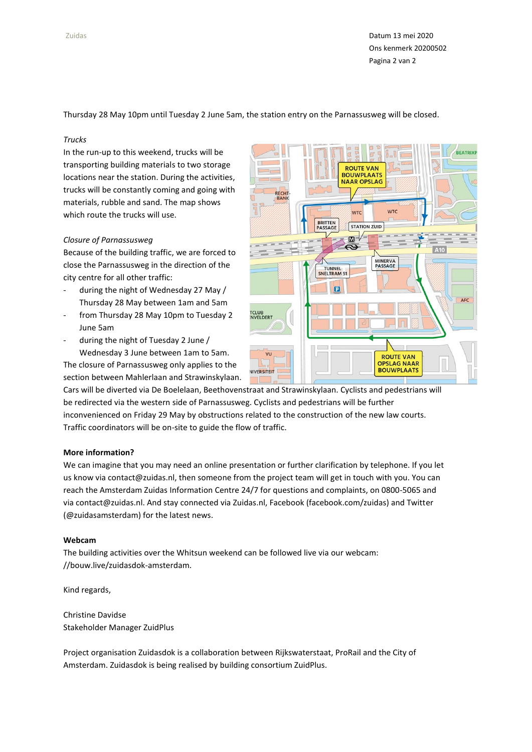Thursday 28 May 10pm until Tuesday 2 June 5am, the station entry on the Parnassusweg will be closed.

*Trucks*

In the run-up to this weekend, trucks will be transporting building materials to two storage locations near the station. During the activities, trucks will be constantly coming and going with materials, rubble and sand. The map shows which route the trucks will use.

*Closure of Parnassusweg*

Because of the building traffic, we are forced to close the Parnassusweg in the direction of the city centre for all other traffic:

- during the night of Wednesday 27 May / Thursday 28 May between 1am and 5am
- from Thursday 28 May 10pm to Tuesday 2 June 5am
- during the night of Tuesday 2 June / Wednesday 3 June between 1am to 5am.

The closure of Parnassusweg only applies to the section between Mahlerlaan and Strawinskylaan. Cars will be diverted via De Boelelaan, Beethovenstraat and Strawinskylaan. Cyclists and pedestrians will be redirected via the western side of Parnassusweg. Cyclists and pedestrians will be further inconvenienced on Friday 29 May by obstructions related to the construction of the new law courts. Traffic coordinators will be on-site to guide the flow of traffic.

**More information?**

We can imagine that you may need an online presentation or further clarification by telephone. If you let us know via contact@zuidas.nl, then someone from the project team will get in touch with you. You can reach the Amsterdam Zuidas Information Centre 24/7 for questions and complaints, on 0800-5065 and via contact@zuidas.nl. And stay connected via Zuidas.nl, Facebook (facebook.com/zuidas) and Twitter (@zuidasamsterdam) for the latest news.

**Webcam**

The building activities over the Whitsun weekend can be followed live via our webcam: //bouw.live/zuidasdok-amsterdam.

Kind regards,

Christine Davidse
Stakeholder Manager ZuidPlus

Project organisation Zuidasdok is a collaboration between Rijkswaterstaat, ProRail and the City of Amsterdam. Zuidasdok is being realised by building consortium ZuidPlus.